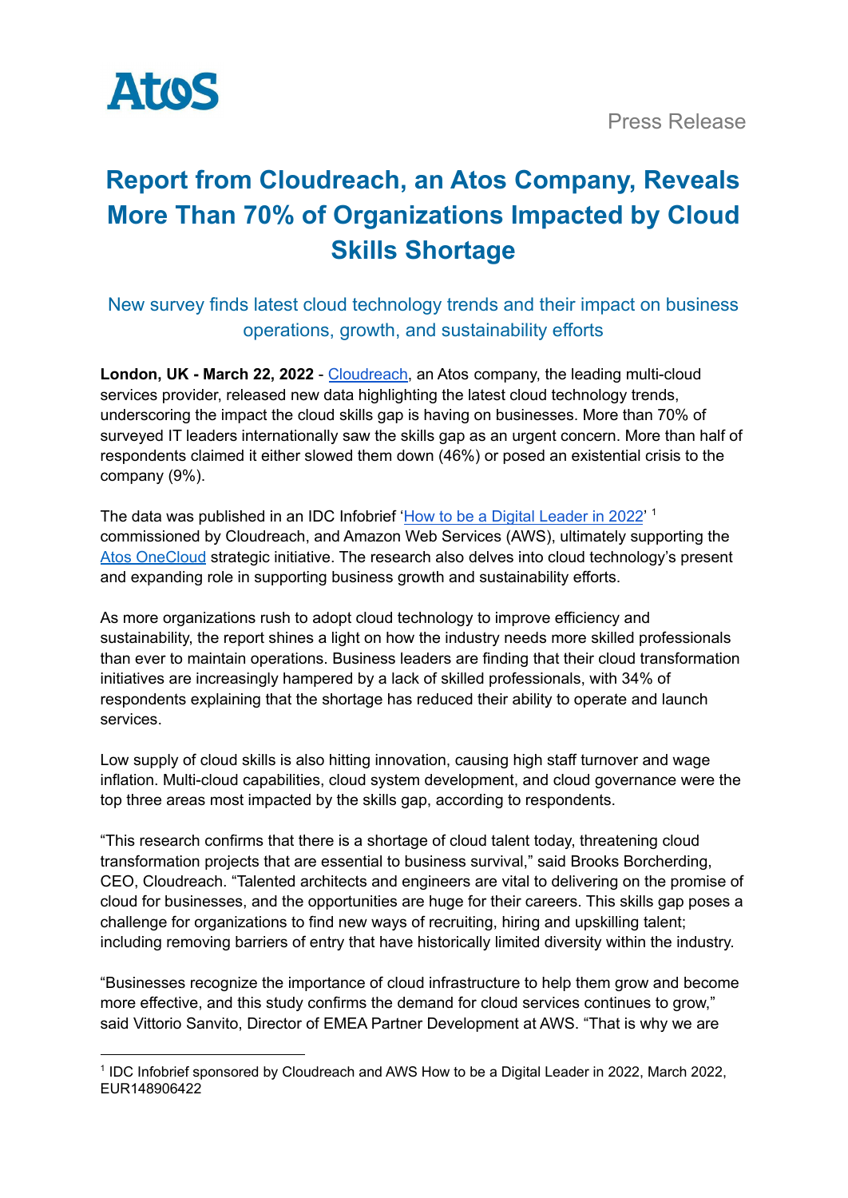Atos

Press Release

# Report from Cloudreach, an Atos Company, Reveals More Than 70% of Organizations Impacted by Cloud Skills Shortage

## New survey finds latest cloud technology trends and their impact on business operations, growth, and sustainability efforts

**London, UK - March 22, 2022** - Cloudreach, an Atos company, the leading multi-cloud services provider, released new data highlighting the latest cloud technology trends, underscoring the impact the cloud skills gap is having on businesses. More than 70% of surveyed IT leaders internationally saw the skills gap as an urgent concern. More than half of respondents claimed it either slowed them down (46%) or posed an existential crisis to the company (9%).

The data was published in an IDC Infobrief 'How to be a Digital Leader in 2022' [1] commissioned by Cloudreach, and Amazon Web Services (AWS), ultimately supporting the Atos OneCloud strategic initiative. The research also delves into cloud technology's present and expanding role in supporting business growth and sustainability efforts.

As more organizations rush to adopt cloud technology to improve efficiency and sustainability, the report shines a light on how the industry needs more skilled professionals than ever to maintain operations. Business leaders are finding that their cloud transformation initiatives are increasingly hampered by a lack of skilled professionals, with 34% of respondents explaining that the shortage has reduced their ability to operate and launch services.

Low supply of cloud skills is also hitting innovation, causing high staff turnover and wage inflation. Multi-cloud capabilities, cloud system development, and cloud governance were the top three areas most impacted by the skills gap, according to respondents.

"This research confirms that there is a shortage of cloud talent today, threatening cloud transformation projects that are essential to business survival," said Brooks Borcherding, CEO, Cloudreach. "Talented architects and engineers are vital to delivering on the promise of cloud for businesses, and the opportunities are huge for their careers. This skills gap poses a challenge for organizations to find new ways of recruiting, hiring and upskilling talent; including removing barriers of entry that have historically limited diversity within the industry.

"Businesses recognize the importance of cloud infrastructure to help them grow and become more effective, and this study confirms the demand for cloud services continues to grow," said Vittorio Sanvito, Director of EMEA Partner Development at AWS. "That is why we are

---

[1] IDC Infobrief sponsored by Cloudreach and AWS How to be a Digital Leader in 2022, March 2022, EUR148906422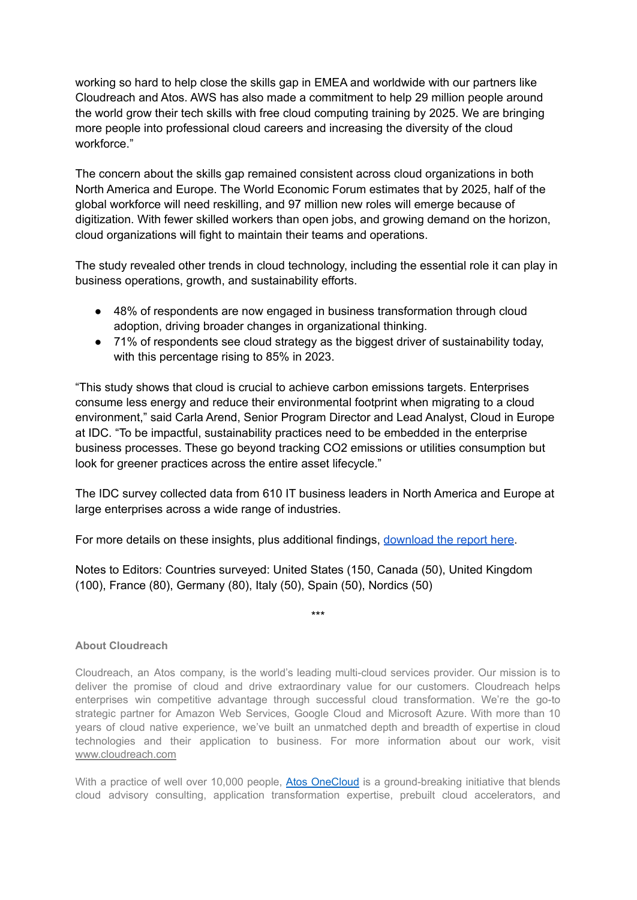working so hard to help close the skills gap in EMEA and worldwide with our partners like Cloudreach and Atos. AWS has also made a commitment to help 29 million people around the world grow their tech skills with free cloud computing training by 2025. We are bringing more people into professional cloud careers and increasing the diversity of the cloud workforce."

The concern about the skills gap remained consistent across cloud organizations in both North America and Europe. The World Economic Forum estimates that by 2025, half of the global workforce will need reskilling, and 97 million new roles will emerge because of digitization. With fewer skilled workers than open jobs, and growing demand on the horizon, cloud organizations will fight to maintain their teams and operations.

The study revealed other trends in cloud technology, including the essential role it can play in business operations, growth, and sustainability efforts.

- 48% of respondents are now engaged in business transformation through cloud adoption, driving broader changes in organizational thinking.
- 71% of respondents see cloud strategy as the biggest driver of sustainability today, with this percentage rising to 85% in 2023.

"This study shows that cloud is crucial to achieve carbon emissions targets. Enterprises consume less energy and reduce their environmental footprint when migrating to a cloud environment," said Carla Arend, Senior Program Director and Lead Analyst, Cloud in Europe at IDC. "To be impactful, sustainability practices need to be embedded in the enterprise business processes. These go beyond tracking $CO_2$ emissions or utilities consumption but look for greener practices across the entire asset lifecycle."

The IDC survey collected data from 610 IT business leaders in North America and Europe at large enterprises across a wide range of industries.

For more details on these insights, plus additional findings, [download the report here](#).

Notes to Editors: Countries surveyed: United States (150, Canada (50), United Kingdom (100), France (80), Germany (80), Italy (50), Spain (50), Nordics (50)

***

**About Cloudreach**

Cloudreach, an Atos company, is the world's leading multi-cloud services provider. Our mission is to deliver the promise of cloud and drive extraordinary value for our customers. Cloudreach helps enterprises win competitive advantage through successful cloud transformation. We're the go-to strategic partner for Amazon Web Services, Google Cloud and Microsoft Azure. With more than 10 years of cloud native experience, we've built an unmatched depth and breadth of expertise in cloud technologies and their application to business. For more information about our work, visit www.cloudreach.com

With a practice of well over 10,000 people, [Atos OneCloud](#) is a ground-breaking initiative that blends cloud advisory consulting, application transformation expertise, prebuilt cloud accelerators, and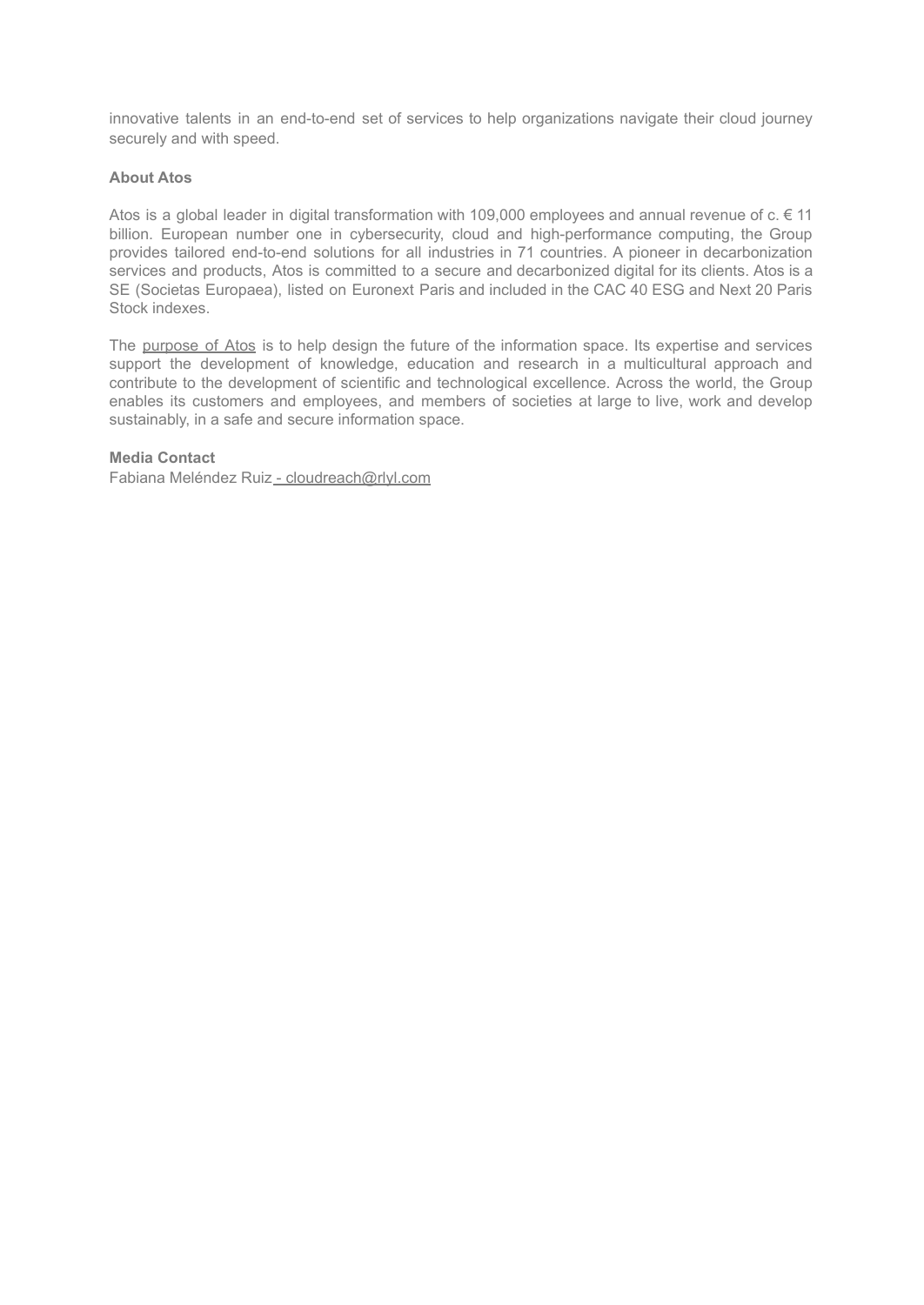innovative talents in an end-to-end set of services to help organizations navigate their cloud journey securely and with speed.

**About Atos**

Atos is a global leader in digital transformation with 109,000 employees and annual revenue of c. € 11 billion. European number one in cybersecurity, cloud and high-performance computing, the Group provides tailored end-to-end solutions for all industries in 71 countries. A pioneer in decarbonization services and products, Atos is committed to a secure and decarbonized digital for its clients. Atos is a SE (Societas Europaea), listed on Euronext Paris and included in the CAC 40 ESG and Next 20 Paris Stock indexes.

The purpose of Atos is to help design the future of the information space. Its expertise and services support the development of knowledge, education and research in a multicultural approach and contribute to the development of scientific and technological excellence. Across the world, the Group enables its customers and employees, and members of societies at large to live, work and develop sustainably, in a safe and secure information space.

**Media Contact**
Fabiana Meléndez Ruiz - cloudreach@rlyl.com